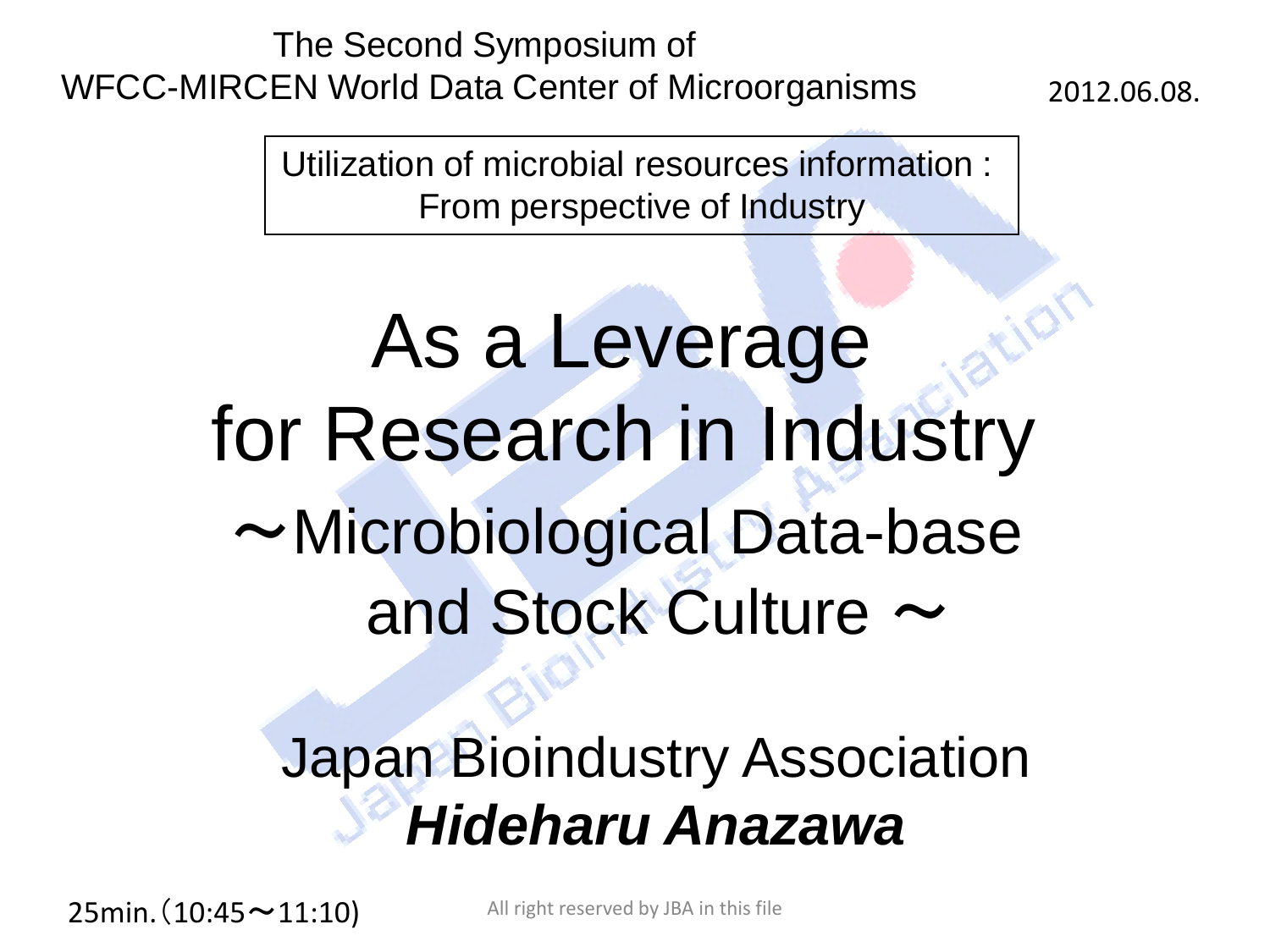The Second Symposium of
WFCC-MIRCEN World Data Center of Microorganisms

2012.06.08.

Utilization of microbial resources information :
From perspective of Industry

# As a Leverage for Research in Industry

## ～Microbiological Data-base and Stock Culture ～

Japan Bioindustry Association

***Hideharu Anazawa***

25min.（10:45～11:10)

All right reserved by JBA in this file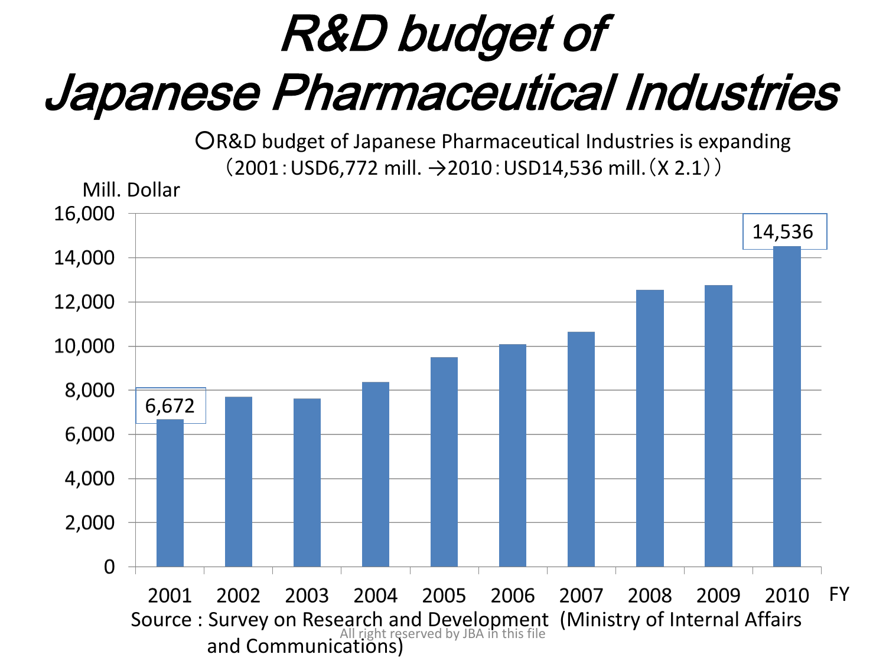# *R&D budget of Japanese Pharmaceutical Industries*

○R&D budget of Japanese Pharmaceutical Industries is expanding
（2001：USD6,772 mill. →2010：USD14,536 mill.（X 2.1））

Mill. Dollar

| FY | 2001 | 2002 | 2003 | 2004 | 2005 | 2006 | 2007 | 2008 | 2009 | 2010 |
|---|---|---|---|---|---|---|---|---|---|---|
| R&D budget | 6,672 | | | | | | | | | 14,536 |

Source : Survey on Research and Development (Ministry of Internal Affairs and Communications)

All right reserved by JBA in this file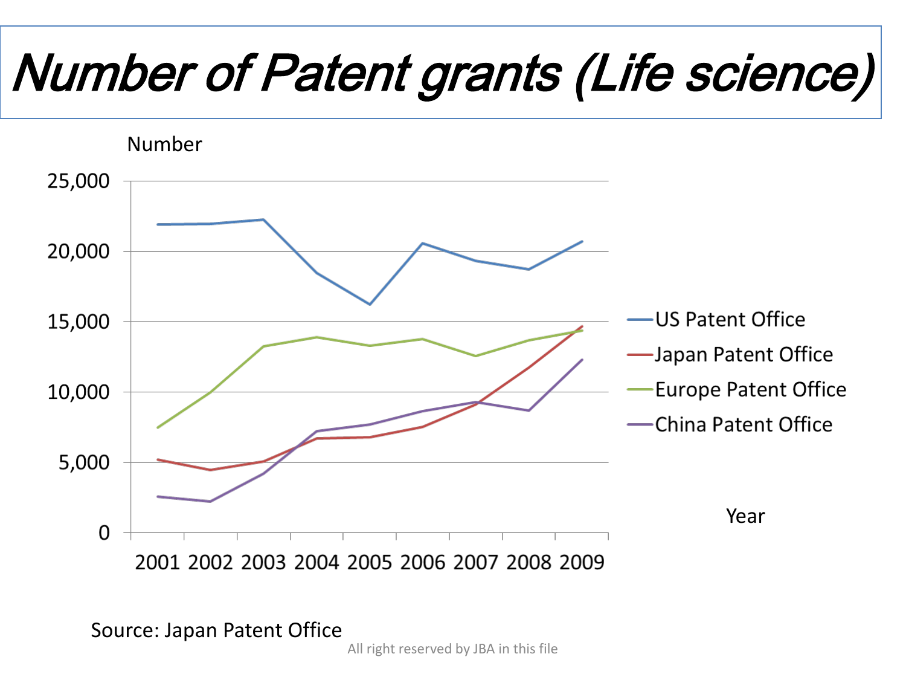# Number of Patent grants (Life science)

Number

| | 2001 | 2002 | 2003 | 2004 | 2005 | 2006 | 2007 | 2008 | 2009 |
|---|---|---|---|---|---|---|---|---|---|

Y-axis: 0, 5,000, 10,000, 15,000, 20,000, 25,000

Legend:
- US Patent Office
- Japan Patent Office
- Europe Patent Office
- China Patent Office

Year

Source: Japan Patent Office

All right reserved by JBA in this file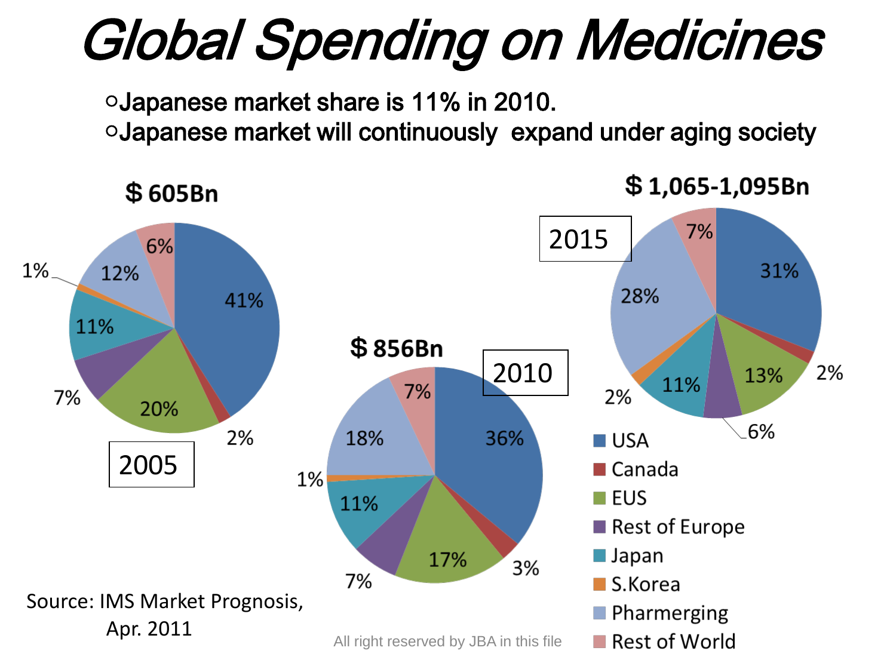# Global Spending on Medicines

- Japanese market share is 11% in 2010.
- Japanese market will continuously expand under aging society

| Region | 2005 ($ 605Bn) | 2010 ($ 856Bn) | 2015 ($ 1,065-1,095Bn) |
|---|---|---|---|
| USA | 41% | 36% | 31% |
| Canada | 2% | 3% | 2% |
| EUS | 20% | 17% | 13% |
| Rest of Europe | 7% | 7% | 6% |
| Japan | 11% | 11% | 11% |
| S.Korea | 1% | 1% | 2% |
| Pharmerging | 12% | 18% | 28% |
| Rest of World | 6% | 7% | 7% |

Source: IMS Market Prognosis, Apr. 2011

All right reserved by JBA in this file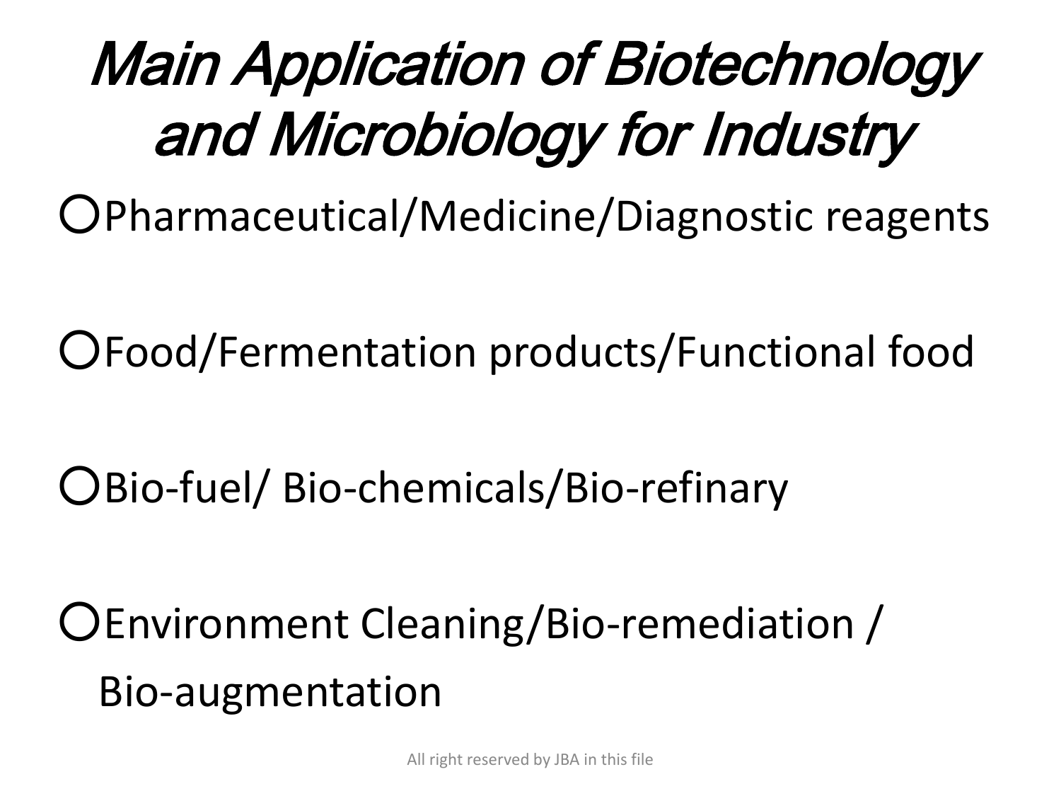# *Main Application of Biotechnology and Microbiology for Industry*

- ○Pharmaceutical/Medicine/Diagnostic reagents
- ○Food/Fermentation products/Functional food
- ○Bio-fuel/ Bio-chemicals/Bio-refinary
- ○Environment Cleaning/Bio-remediation / Bio-augmentation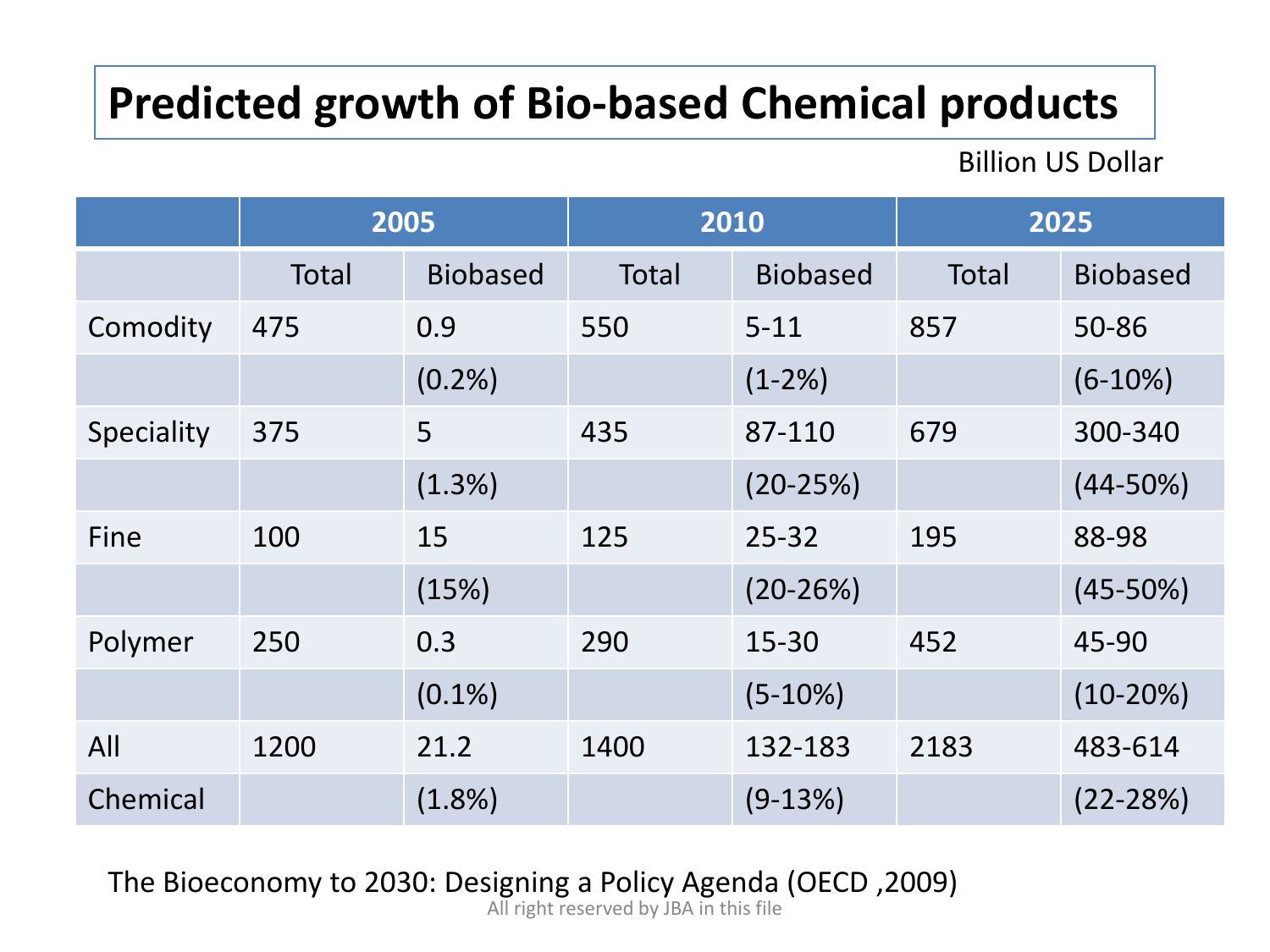# Predicted growth of Bio-based Chemical products

Billion US Dollar

| | 2005 | | 2010 | | 2025 | |
|---|---|---|---|---|---|---|
| | Total | Biobased | Total | Biobased | Total | Biobased |
| Comodity | 475 | 0.9 | 550 | 5-11 | 857 | 50-86 |
| | | (0.2%) | | (1-2%) | | (6-10%) |
| Speciality | 375 | 5 | 435 | 87-110 | 679 | 300-340 |
| | | (1.3%) | | (20-25%) | | (44-50%) |
| Fine | 100 | 15 | 125 | 25-32 | 195 | 88-98 |
| | | (15%) | | (20-26%) | | (45-50%) |
| Polymer | 250 | 0.3 | 290 | 15-30 | 452 | 45-90 |
| | | (0.1%) | | (5-10%) | | (10-20%) |
| All | 1200 | 21.2 | 1400 | 132-183 | 2183 | 483-614 |
| Chemical | | (1.8%) | | (9-13%) | | (22-28%) |

The Bioeconomy to 2030: Designing a Policy Agenda (OECD ,2009)

All right reserved by JBA in this file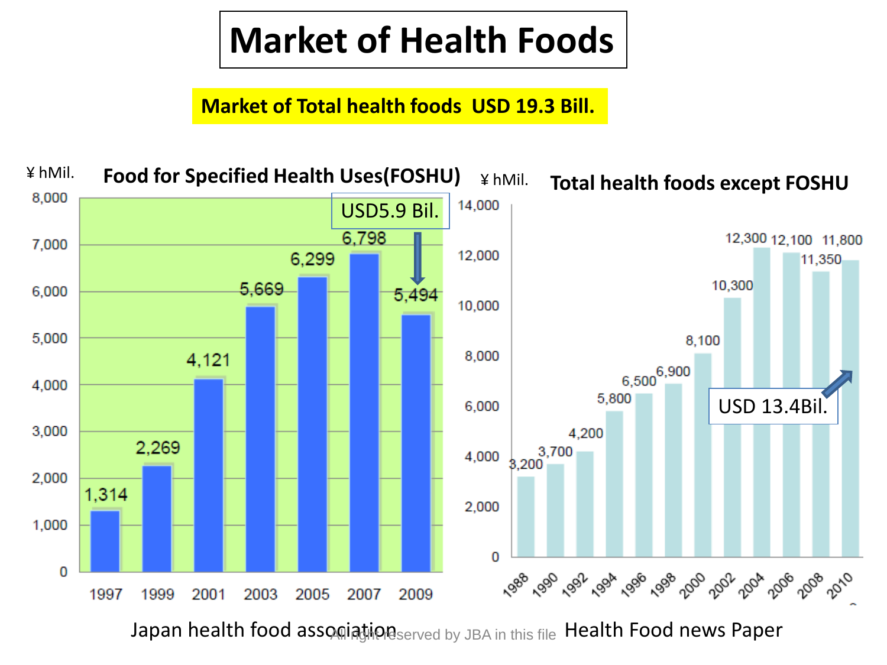# Market of Health Foods

**Market of Total health foods USD 19.3 Bill.**

## Food for Specified Health Uses(FOSHU)

¥ hMil.

USD5.9 Bil.

| Year | ¥ hMil. |
|---|---|
| 1997 | 1,314 |
| 1999 | 2,269 |
| 2001 | 4,121 |
| 2003 | 5,669 |
| 2005 | 6,299 |
| 2007 | 6,798 |
| 2009 | 5,494 |

Japan health food association

## Total health foods except FOSHU

¥ hMil.

USD 13.4Bil.

| Year | ¥ hMil. |
|---|---|
| 1988 | 3,200 |
| 1990 | 3,700 |
| 1992 | 4,200 |
| 1994 | 5,800 |
| 1996 | 6,500 |
| 1998 | 6,900 |
| 2000 | 8,100 |
| 2002 | 10,300 |
| 2004 | 12,300 |
| 2006 | 12,100 |
| 2008 | 11,350 |
| 2010 | 11,800 |

Health Food news Paper

All right reserved by JBA in this file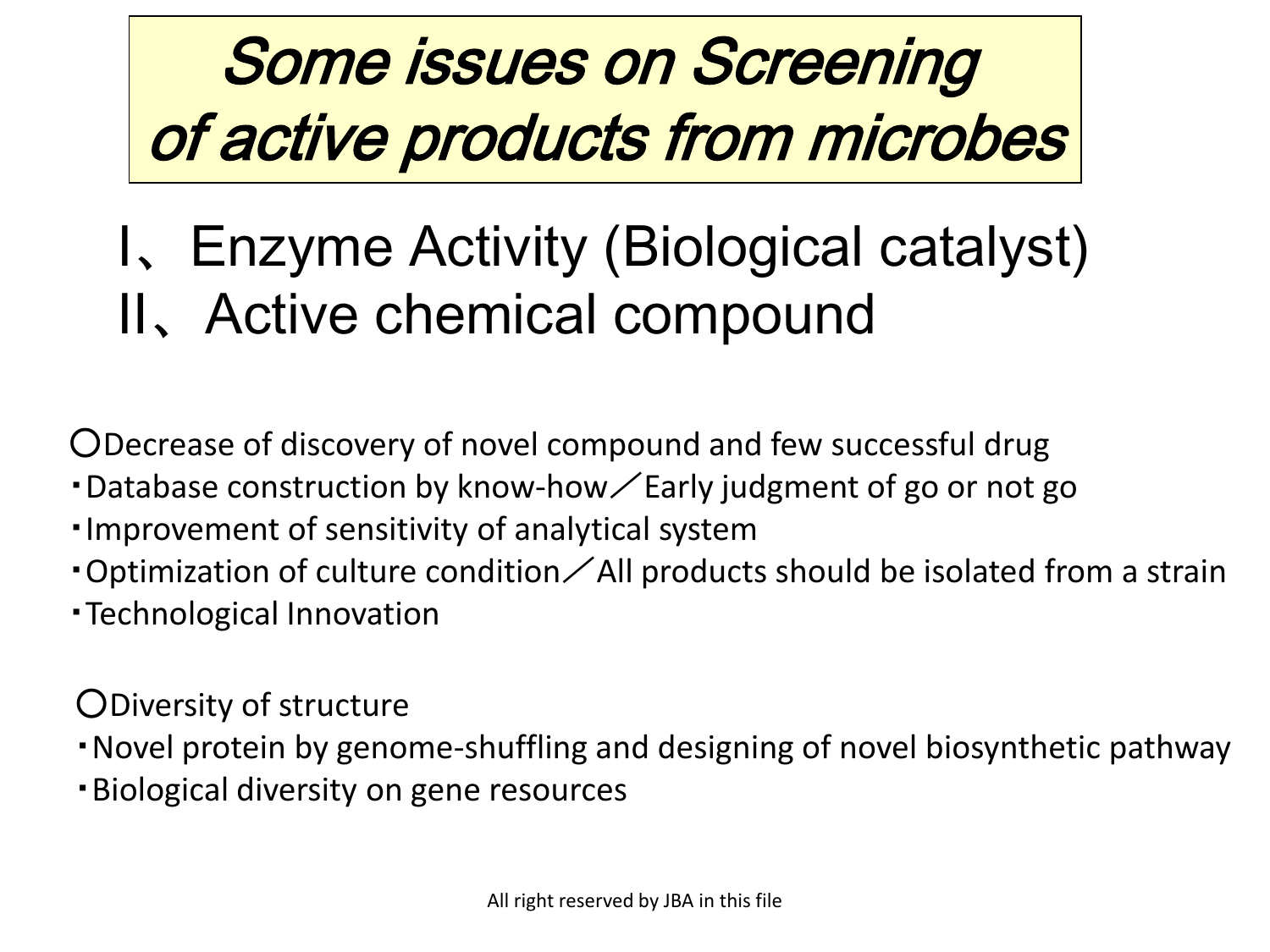# *Some issues on Screening of active products from microbes*

Ⅰ、Enzyme Activity (Biological catalyst)
Ⅱ、Active chemical compound

○Decrease of discovery of novel compound and few successful drug
・Database construction by know-how／Early judgment of go or not go
・Improvement of sensitivity of analytical system
・Optimization of culture condition／All products should be isolated from a strain
・Technological Innovation

○Diversity of structure
・Novel protein by genome-shuffling and designing of novel biosynthetic pathway
・Biological diversity on gene resources

All right reserved by JBA in this file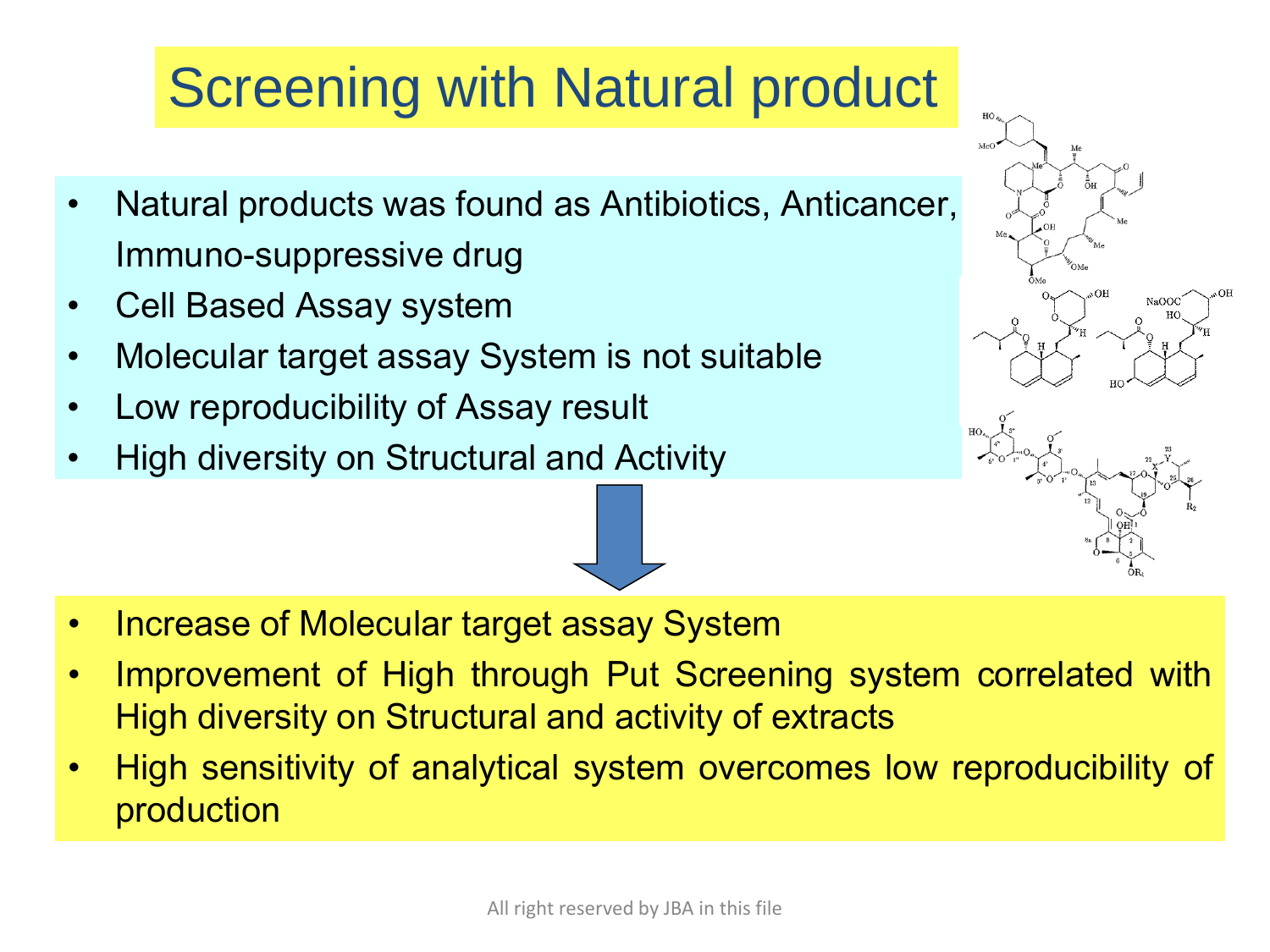# Screening with Natural product

- Natural products was found as Antibiotics, Anticancer, Immuno-suppressive drug
- Cell Based Assay system
- Molecular target assay System is not suitable
- Low reproducibility of Assay result
- High diversity on Structural and Activity

- Increase of Molecular target assay System
- Improvement of High through Put Screening system correlated with High diversity on Structural and activity of extracts
- High sensitivity of analytical system overcomes low reproducibility of production

All right reserved by JBA in this file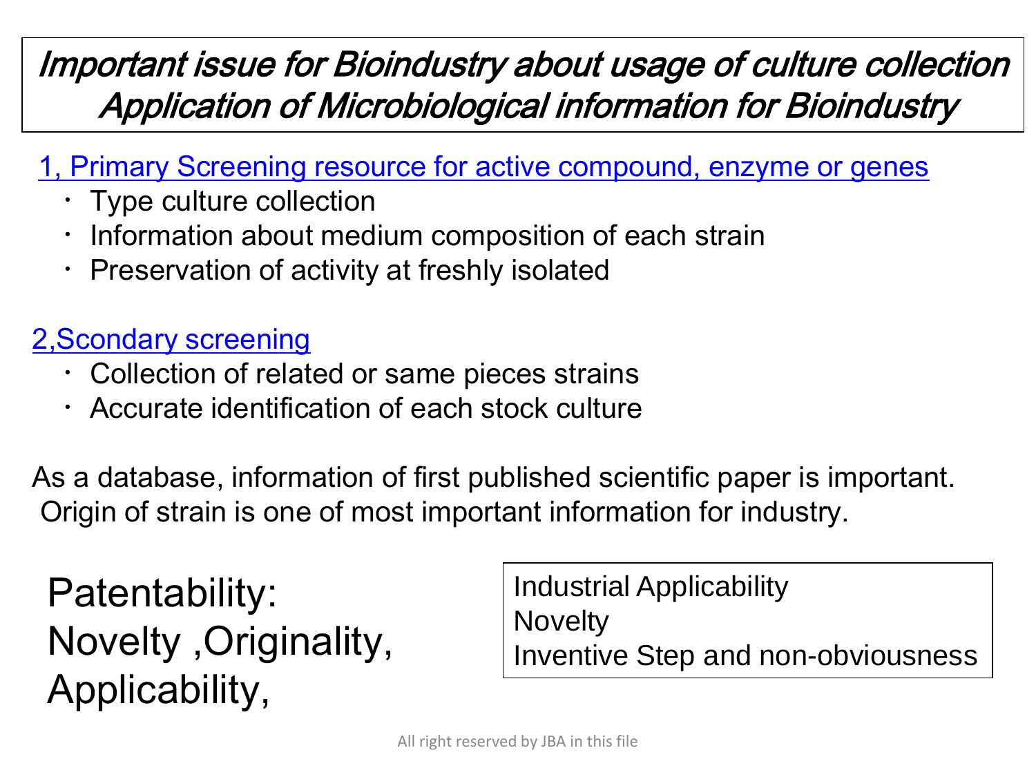# *Important issue for Bioindustry about usage of culture collection Application of Microbiological information for Bioindustry*

1, Primary Screening resource for active compound, enzyme or genes

- Type culture collection
- Information about medium composition of each strain
- Preservation of activity at freshly isolated

2,Scondary screening

- Collection of related or same pieces strains
- Accurate identification of each stock culture

As a database, information of first published scientific paper is important.
Origin of strain is one of most important information for industry.

Patentability:
Novelty ,Originality,
Applicability,

Industrial Applicability
Novelty
Inventive Step and non-obviousness

All right reserved by JBA in this file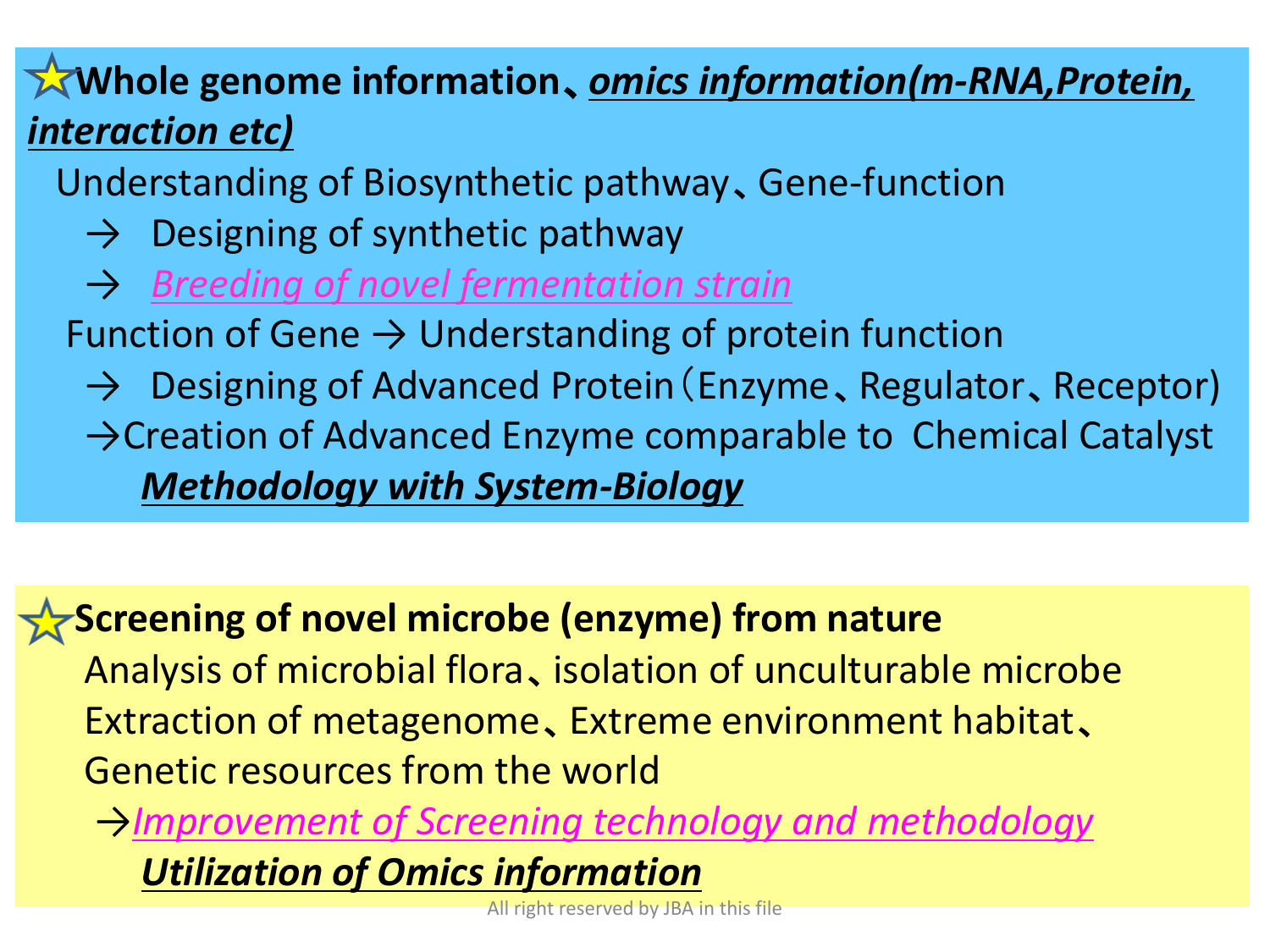## ☆ **Whole genome information、*omics information(m-RNA,Protein, interaction etc)***

Understanding of Biosynthetic pathway、Gene-function

→ Designing of synthetic pathway

→ *Breeding of novel fermentation strain*

Function of Gene → Understanding of protein function

→ Designing of Advanced Protein（Enzyme、Regulator、Receptor)

→Creation of Advanced Enzyme comparable to Chemical Catalyst

***Methodology with System-Biology***

## ☆ **Screening of novel microbe (enzyme) from nature**

Analysis of microbial flora、isolation of unculturable microbe

Extraction of metagenome、Extreme environment habitat、

Genetic resources from the world

→*Improvement of Screening technology and methodology*

***Utilization of Omics information***

All right reserved by JBA in this file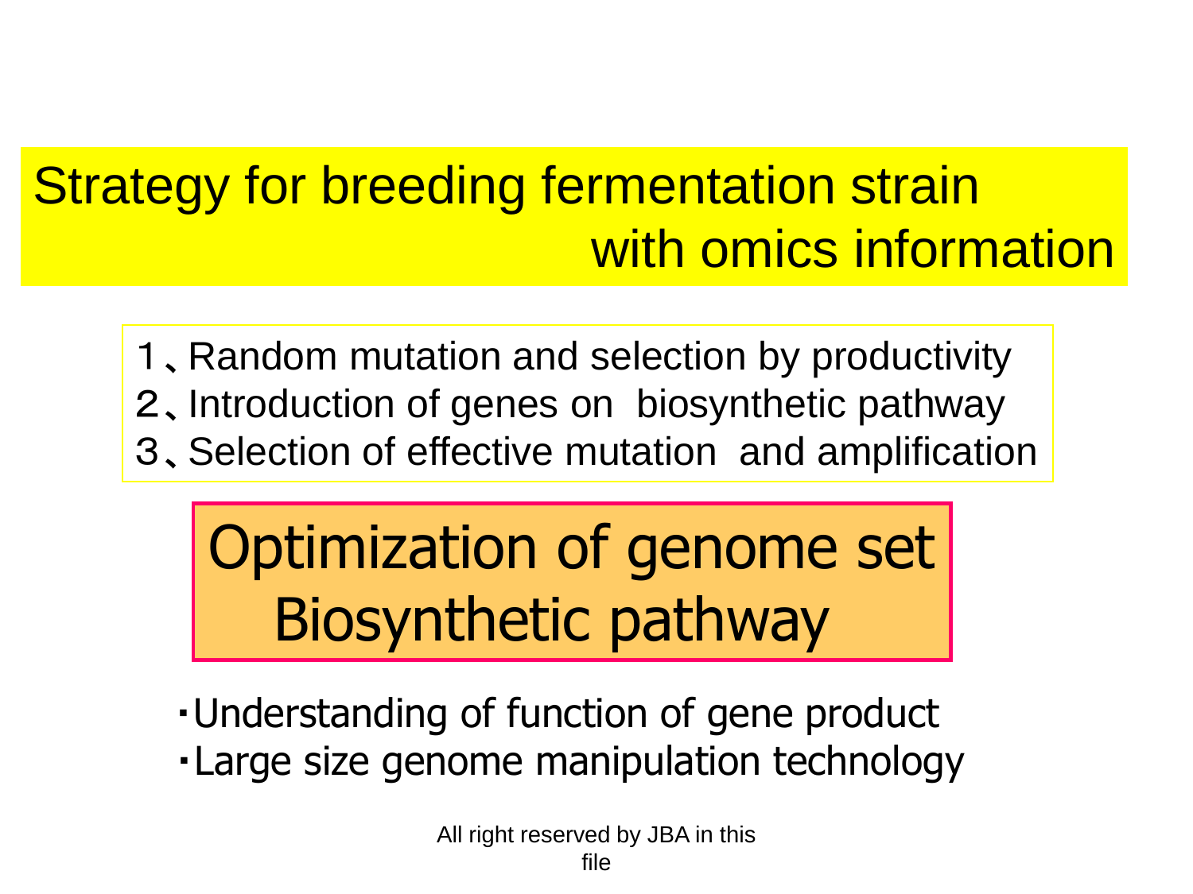# Strategy for breeding fermentation strain with omics information

1、Random mutation and selection by productivity
2、Introduction of genes on biosynthetic pathway
3、Selection of effective mutation and amplification

## Optimization of genome set Biosynthetic pathway

・Understanding of function of gene product
・Large size genome manipulation technology

All right reserved by JBA in this file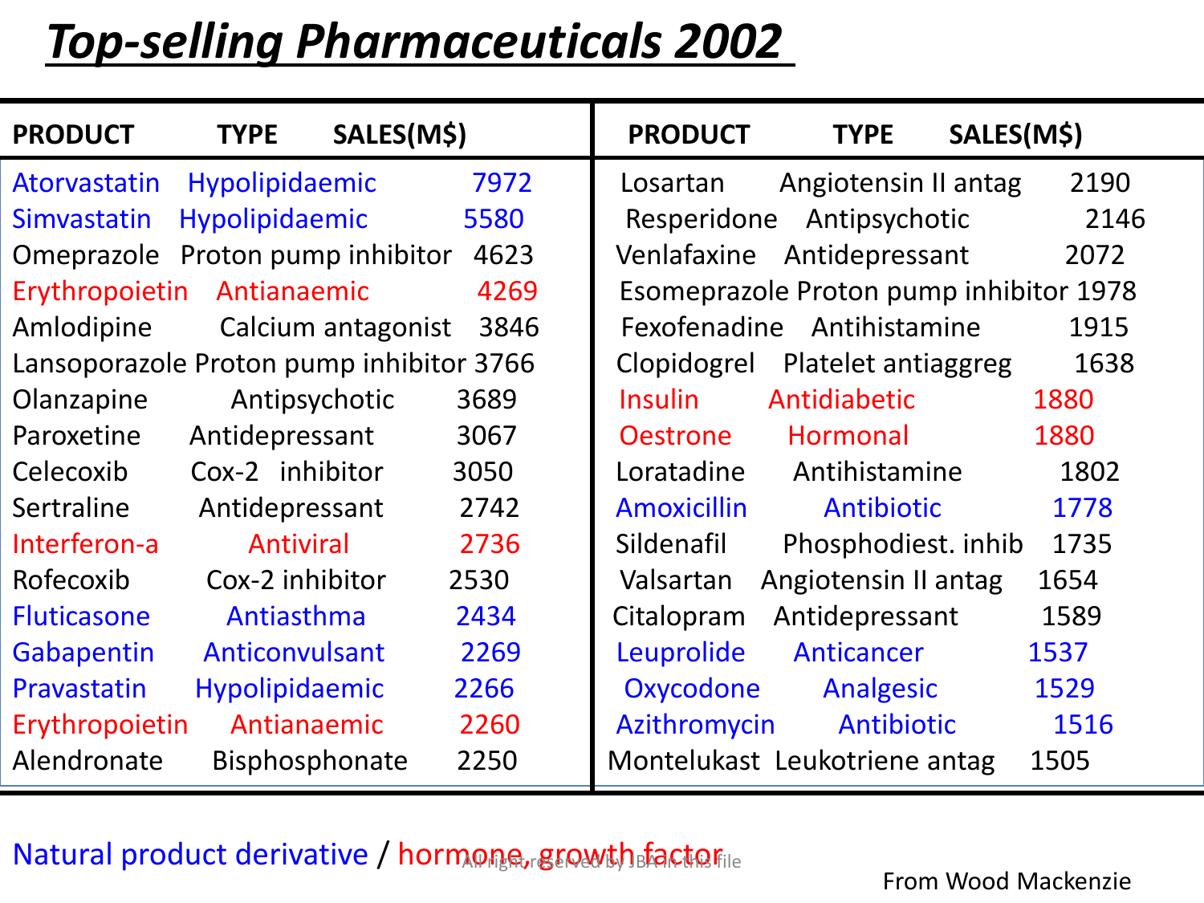# *Top-selling Pharmaceuticals 2002*

| PRODUCT | TYPE | SALES(M$) | PRODUCT | TYPE | SALES(M$) |
|---|---|---|---|---|---|
| Atorvastatin | Hypolipidaemic | 7972 | Losartan | Angiotensin II antag | 2190 |
| Simvastatin | Hypolipidaemic | 5580 | Resperidone | Antipsychotic | 2146 |
| Omeprazole | Proton pump inhibitor | 4623 | Venlafaxine | Antidepressant | 2072 |
| Erythropoietin | Antianaemic | 4269 | Esomeprazole | Proton pump inhibitor | 1978 |
| Amlodipine | Calcium antagonist | 3846 | Fexofenadine | Antihistamine | 1915 |
| Lansoporazole | Proton pump inhibitor | 3766 | Clopidogrel | Platelet antiaggreg | 1638 |
| Olanzapine | Antipsychotic | 3689 | Insulin | Antidiabetic | 1880 |
| Paroxetine | Antidepressant | 3067 | Oestrone | Hormonal | 1880 |
| Celecoxib | Cox-2 inhibitor | 3050 | Loratadine | Antihistamine | 1802 |
| Sertraline | Antidepressant | 2742 | Amoxicillin | Antibiotic | 1778 |
| Interferon-a | Antiviral | 2736 | Sildenafil | Phosphodiest. inhib | 1735 |
| Rofecoxib | Cox-2 inhibitor | 2530 | Valsartan | Angiotensin II antag | 1654 |
| Fluticasone | Antiasthma | 2434 | Citalopram | Antidepressant | 1589 |
| Gabapentin | Anticonvulsant | 2269 | Leuprolide | Anticancer | 1537 |
| Pravastatin | Hypolipidaemic | 2266 | Oxycodone | Analgesic | 1529 |
| Erythropoietin | Antianaemic | 2260 | Azithromycin | Antibiotic | 1516 |
| Alendronate | Bisphosphonate | 2250 | Montelukast | Leukotriene antag | 1505 |

Natural product derivative / hormone, growth factor

From Wood Mackenzie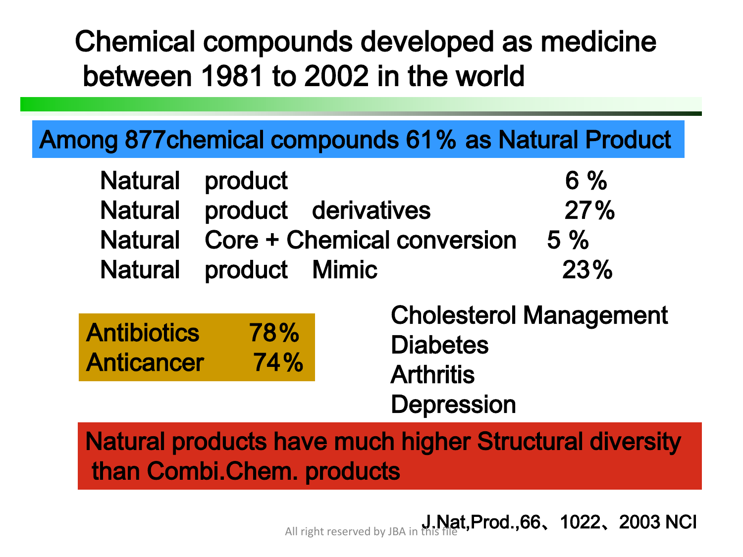# Chemical compounds developed as medicine between 1981 to 2002 in the world

**Among 877chemical compounds 61% as Natural Product**

| | |
|---|---|
| Natural product | 6 % |
| Natural product derivatives | 27% |
| Natural Core + Chemical conversion | 5 % |
| Natural product Mimic | 23% |

| | |
|---|---|
| Antibiotics | 78% |
| Anticancer | 74% |

Cholesterol Management
Diabetes
Arthritis
Depression

**Natural products have much higher Structural diversity than Combi.Chem. products**

J.Nat,Prod.,66、1022、2003 NCI

All right reserved by JBA in this file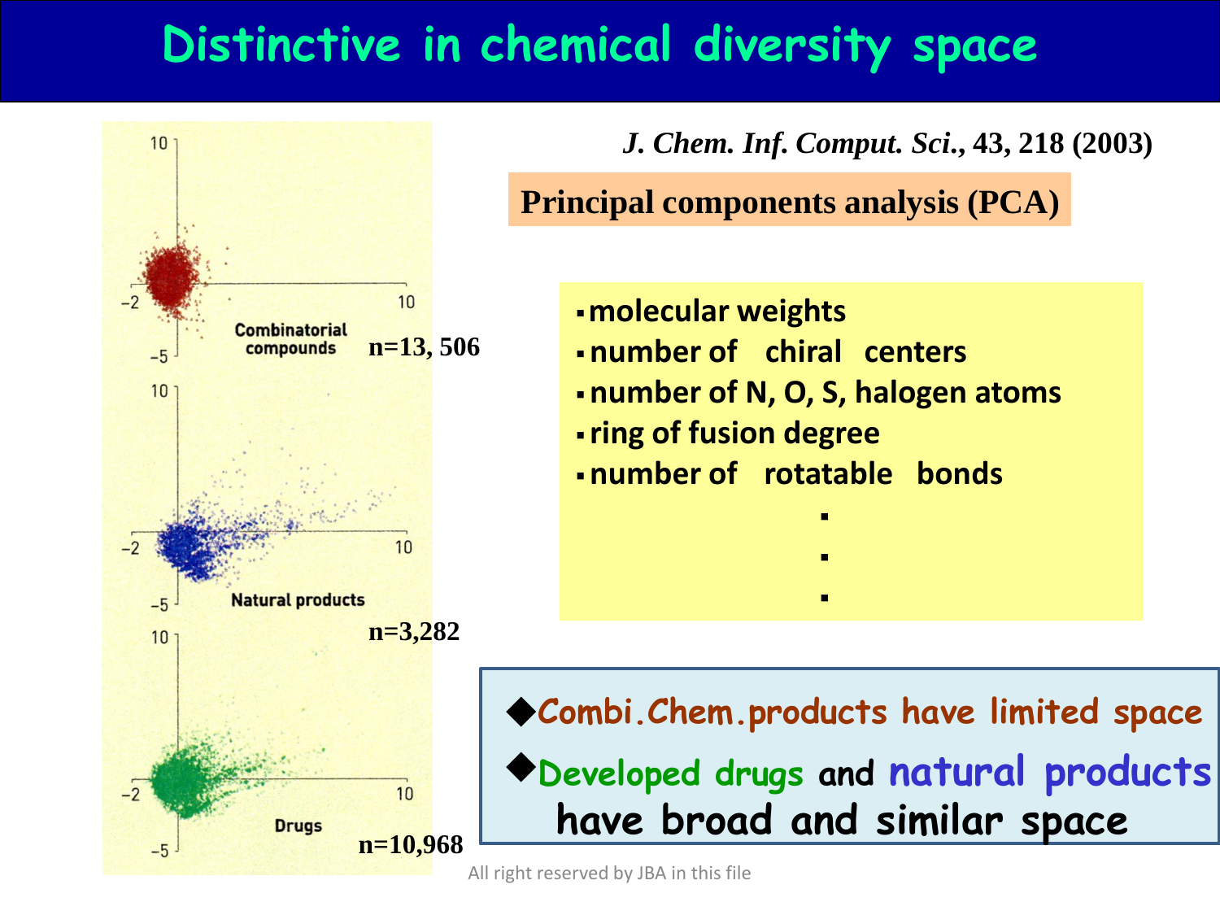# Distinctive in chemical diversity space

Combinatorial compounds n=13, 506

Natural products n=3,282

Drugs n=10,968

*J. Chem. Inf. Comput. Sci.*, **43, 218 (2003)**

**Principal components analysis (PCA)**

- molecular weights
- number of chiral centers
- number of N, O, S, halogen atoms
- ring of fusion degree
- number of rotatable bonds
- .
- .
- .

◆Combi.Chem.products have limited space

◆Developed drugs and natural products have broad and similar space

All right reserved by JBA in this file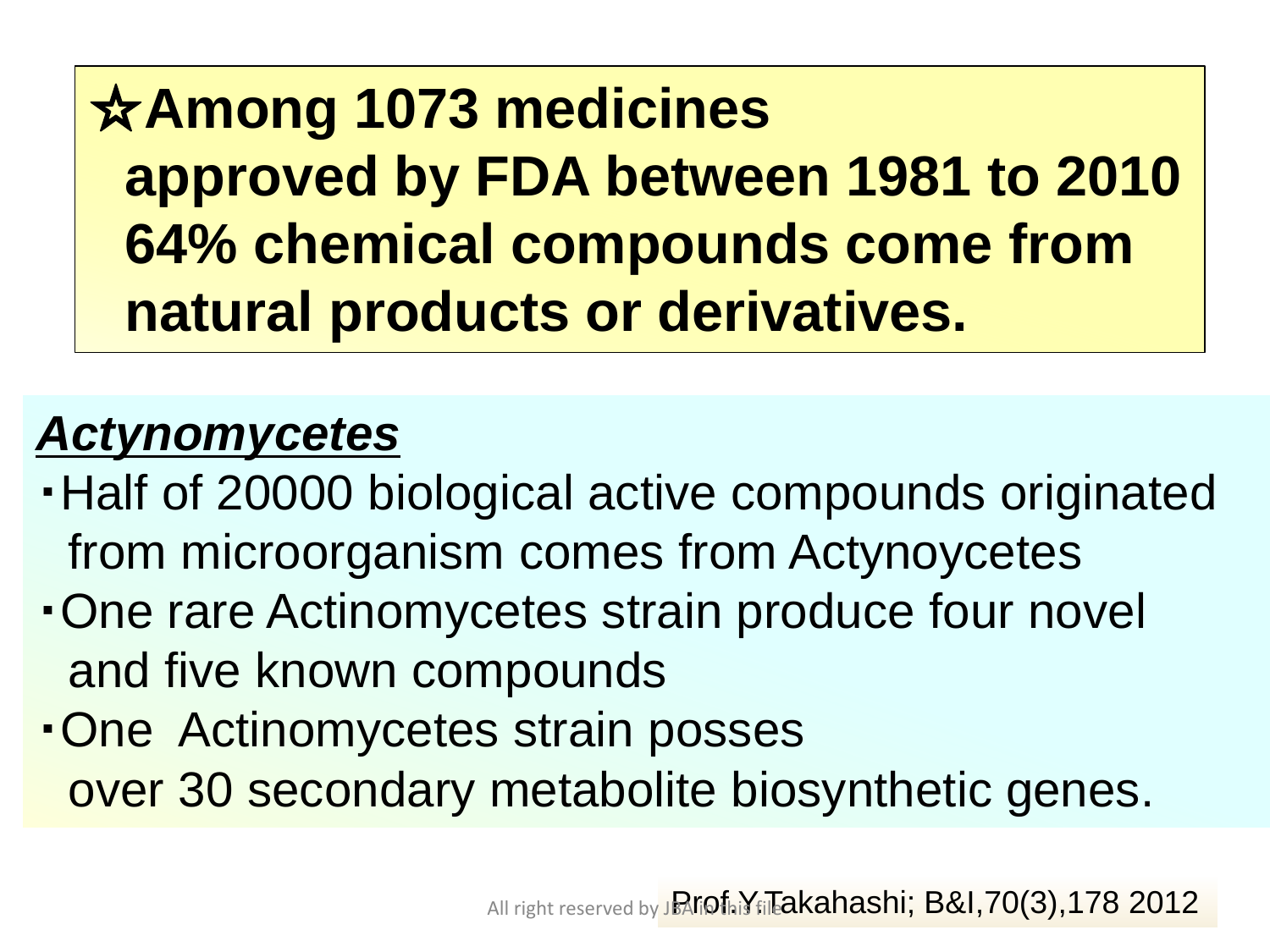☆**Among 1073 medicines approved by FDA between 1981 to 2010 64% chemical compounds come from natural products or derivatives.**

***Actynomycetes***

- Half of 20000 biological active compounds originated from microorganism comes from Actynoycetes
- One rare Actinomycetes strain produce four novel and five known compounds
- One Actinomycetes strain posses over 30 secondary metabolite biosynthetic genes.

Prof.Y.Takahashi; B&I,70(3),178 2012

All right reserved by JBA in this file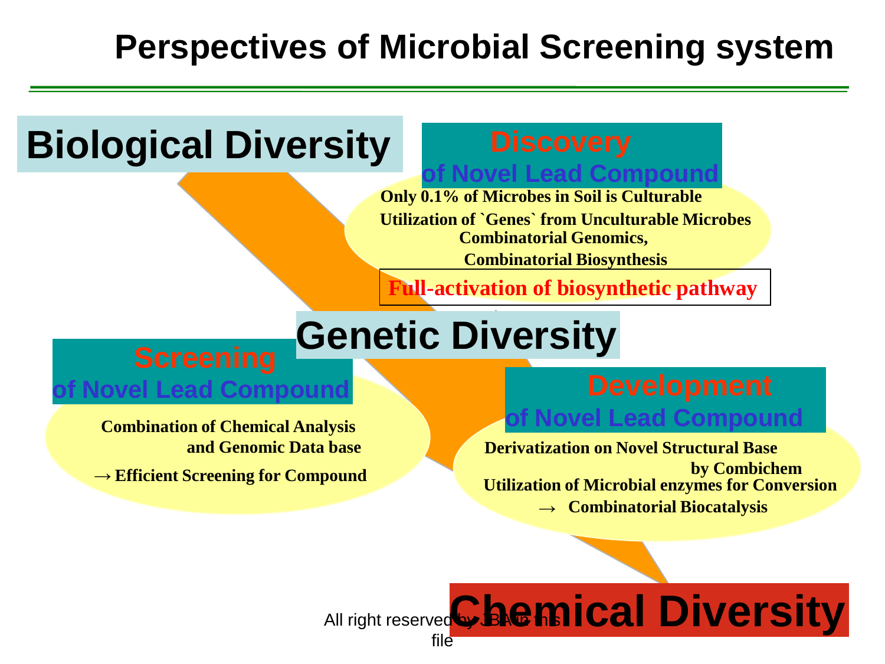# Perspectives of Microbial Screening system

**Biological Diversity**

## Discovery of Novel Lead Compound

**Only 0.1% of Microbes in Soil is Culturable**

**Utilization of `Genes` from Unculturable Microbes**

**Combinatorial Genomics,**

**Combinatorial Biosynthesis**

**Full-activation of biosynthetic pathway**

**Genetic Diversity**

## Screening of Novel Lead Compound

**Combination of Chemical Analysis and Genomic Data base**

**→ Efficient Screening for Compound**

## Development of Novel Lead Compound

**Derivatization on Novel Structural Base by Combichem**

**Utilization of Microbial enzymes for Conversion**

**→ Combinatorial Biocatalysis**

**Chemical Diversity**

All right reserved by JBA in this file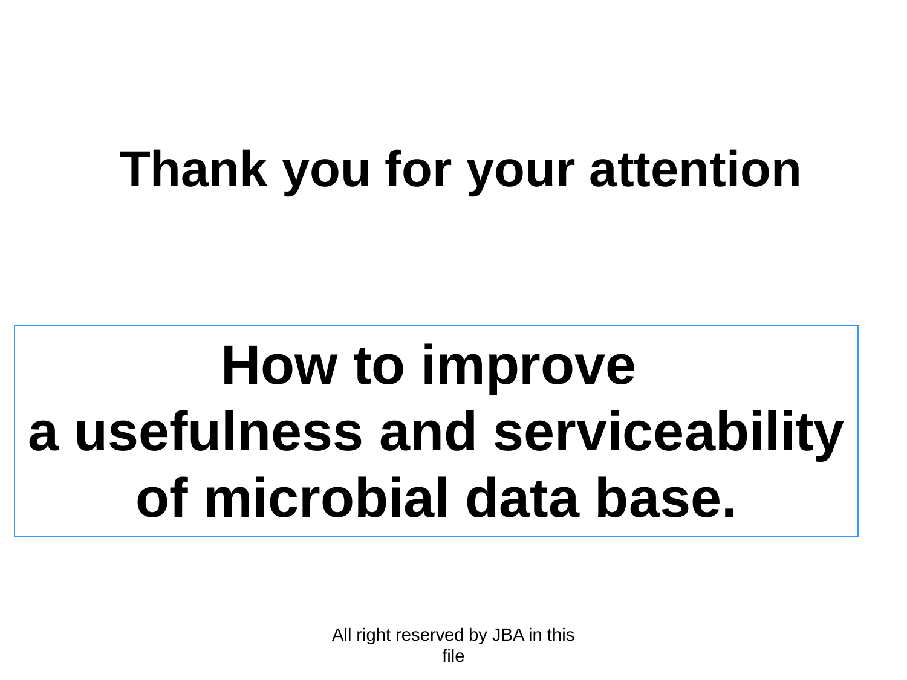# Thank you for your attention

**How to improve**
**a usefulness and serviceability**
**of microbial data base.**

All right reserved by JBA in this file